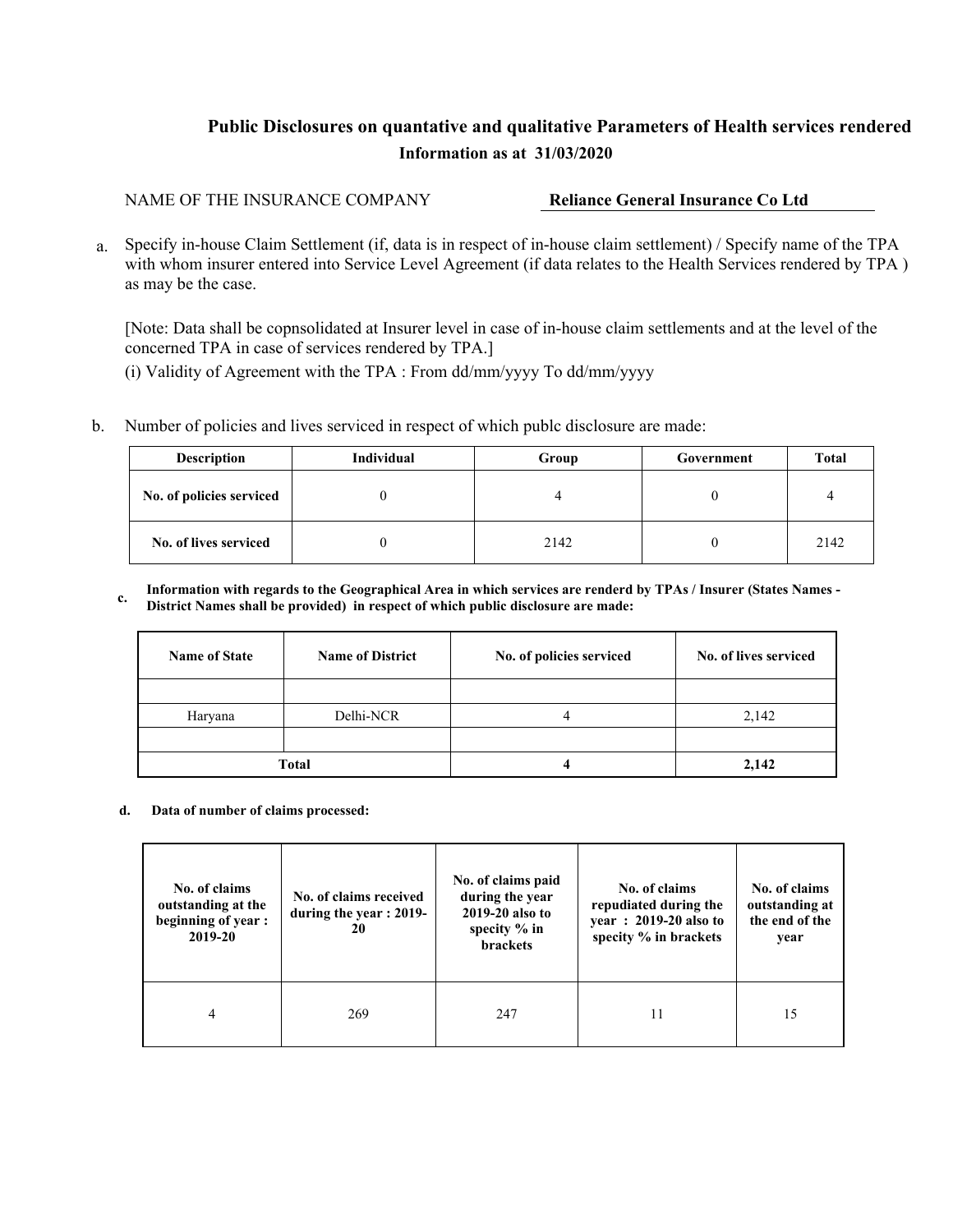# Public Disclosures on quantative and qualitative Parameters of Health services rendered

**Information as at 31/03/2020**

NAME OF THE INSURANCE COMPANY **Reliance General Insurance Co Ltd**

a. Specify in-house Claim Settlement (if, data is in respect of in-house claim settlement) / Specify name of the TPA with whom insurer entered into Service Level Agreement (if data relates to the Health Services rendered by TPA ) as may be the case.

[Note: Data shall be copnsolidated at Insurer level in case of in-house claim settlements and at the level of the concerned TPA in case of services rendered by TPA.]

(i) Validity of Agreement with the TPA : From dd/mm/yyyy To dd/mm/yyyy

b. Number of policies and lives serviced in respect of which publc disclosure are made:

| Description | Individual | Group | Government | Total |
|---|---|---|---|---|
| No. of policies serviced | 0 | 4 | 0 | 4 |
| No. of lives serviced | 0 | 2142 | 0 | 2142 |

c. **Information with regards to the Geographical Area in which services are renderd by TPAs / Insurer (States Names - District Names shall be provided) in respect of which public disclosure are made:**

| Name of State | Name of District | No. of policies serviced | No. of lives serviced |
|---|---|---|---|
| | | | |
| Haryana | Delhi-NCR | 4 | 2,142 |
| | | | |
| **Total** | | **4** | **2,142** |

d. **Data of number of claims processed:**

| No. of claims outstanding at the beginning of year : 2019-20 | No. of claims received during the year : 2019-20 | No. of claims paid during the year 2019-20 also to specity % in brackets | No. of claims repudiated during the year : 2019-20 also to specity % in brackets | No. of claims outstanding at the end of the year |
|---|---|---|---|---|
| 4 | 269 | 247 | 11 | 15 |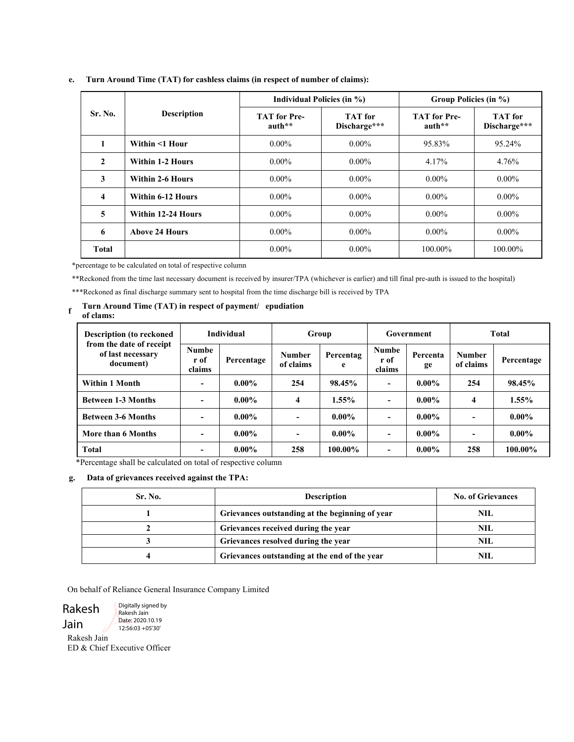**e. Turn Around Time (TAT) for cashless claims (in respect of number of claims):**

| Sr. No. | Description | Individual Policies (in %) | | Group Policies (in %) | |
|---|---|---|---|---|---|
| | | TAT for Pre-auth** | TAT for Discharge*** | TAT for Pre-auth** | TAT for Discharge*** |
| 1 | Within <1 Hour | 0.00% | 0.00% | 95.83% | 95.24% |
| 2 | Within 1-2 Hours | 0.00% | 0.00% | 4.17% | 4.76% |
| 3 | Within 2-6 Hours | 0.00% | 0.00% | 0.00% | 0.00% |
| 4 | Within 6-12 Hours | 0.00% | 0.00% | 0.00% | 0.00% |
| 5 | Within 12-24 Hours | 0.00% | 0.00% | 0.00% | 0.00% |
| 6 | Above 24 Hours | 0.00% | 0.00% | 0.00% | 0.00% |
| Total | | 0.00% | 0.00% | 100.00% | 100.00% |

*percentage to be calculated on total of respective column

**Reckoned from the time last necessary document is received by insurer/TPA (whichever is earlier) and till final pre-auth is issued to the hospital)

***Reckoned as final discharge summary sent to hospital from the time discharge bill is received by TPA

**f Turn Around Time (TAT) in respect of payment/ epudiation of clams:**

| Description (to reckoned from the date of receipt of last necessary document) | Individual | | Group | | Government | | Total | |
|---|---|---|---|---|---|---|---|---|
| | Number of claims | Percentage | Number of claims | Percentage | Number of claims | Percentage | Number of claims | Percentage |
| Within 1 Month | - | 0.00% | 254 | 98.45% | - | 0.00% | 254 | 98.45% |
| Between 1-3 Months | - | 0.00% | 4 | 1.55% | - | 0.00% | 4 | 1.55% |
| Between 3-6 Months | - | 0.00% | - | 0.00% | - | 0.00% | - | 0.00% |
| More than 6 Months | - | 0.00% | - | 0.00% | - | 0.00% | - | 0.00% |
| Total | - | 0.00% | 258 | 100.00% | - | 0.00% | 258 | 100.00% |

*Percentage shall be calculated on total of respective column

**g. Data of grievances received against the TPA:**

| Sr. No. | Description | No. of Grievances |
|---|---|---|
| 1 | Grievances outstanding at the beginning of year | NIL |
| 2 | Grievances received during the year | NIL |
| 3 | Grievances resolved during the year | NIL |
| 4 | Grievances outstanding at the end of the year | NIL |

On behalf of Reliance General Insurance Company Limited

Rakesh Jain

Digitally signed by Rakesh Jain
Date: 2020.10.19 12:56:03 +05'30'

Rakesh Jain
ED & Chief Executive Officer